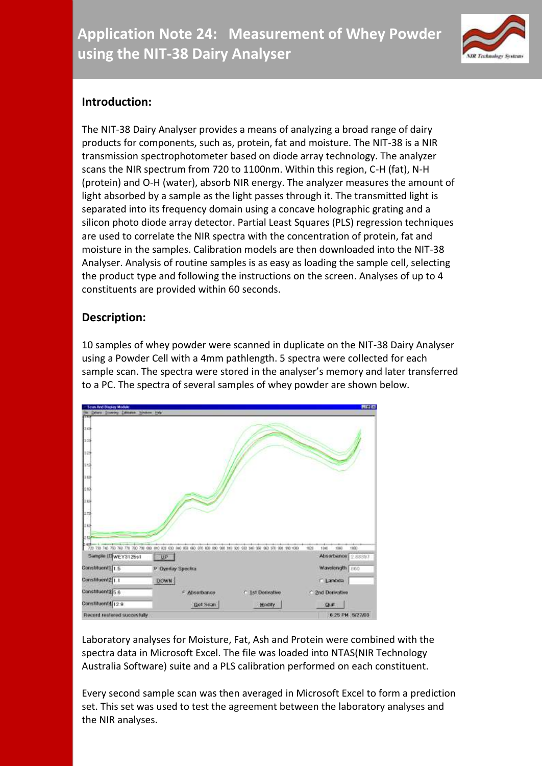# Application Note 24: Measurement of Whey Powder using the NIT-38 Dairy Analyser

## Introduction:

The NIT-38 Dairy Analyser provides a means of analyzing a broad range of dairy products for components, such as, protein, fat and moisture. The NIT-38 is a NIR transmission spectrophotometer based on diode array technology. The analyzer scans the NIR spectrum from 720 to 1100nm. Within this region, C-H (fat), N-H (protein) and O-H (water), absorb NIR energy. The analyzer measures the amount of light absorbed by a sample as the light passes through it. The transmitted light is separated into its frequency domain using a concave holographic grating and a silicon photo diode array detector. Partial Least Squares (PLS) regression techniques are used to correlate the NIR spectra with the concentration of protein, fat and moisture in the samples. Calibration models are then downloaded into the NIT-38 Analyser. Analysis of routine samples is as easy as loading the sample cell, selecting the product type and following the instructions on the screen. Analyses of up to 4 constituents are provided within 60 seconds.

## Description:

10 samples of whey powder were scanned in duplicate on the NIT-38 Dairy Analyser using a Powder Cell with a 4mm pathlength. 5 spectra were collected for each sample scan. The spectra were stored in the analyser's memory and later transferred to a PC. The spectra of several samples of whey powder are shown below.

Laboratory analyses for Moisture, Fat, Ash and Protein were combined with the spectra data in Microsoft Excel. The file was loaded into NTAS(NIR Technology Australia Software) suite and a PLS calibration performed on each constituent.

Every second sample scan was then averaged in Microsoft Excel to form a prediction set. This set was used to test the agreement between the laboratory analyses and the NIR analyses.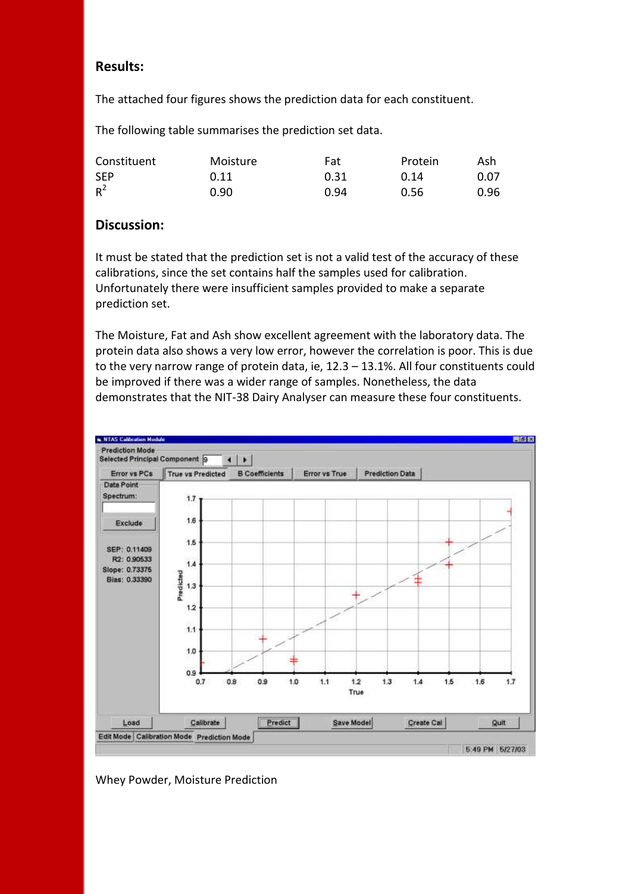## Results:

The attached four figures shows the prediction data for each constituent.

The following table summarises the prediction set data.

| Constituent | Moisture | Fat | Protein | Ash |
|---|---|---|---|---|
| SEP | 0.11 | 0.31 | 0.14 | 0.07 |
| $R^2$ | 0.90 | 0.94 | 0.56 | 0.96 |

## Discussion:

It must be stated that the prediction set is not a valid test of the accuracy of these calibrations, since the set contains half the samples used for calibration. Unfortunately there were insufficient samples provided to make a separate prediction set.

The Moisture, Fat and Ash show excellent agreement with the laboratory data. The protein data also shows a very low error, however the correlation is poor. This is due to the very narrow range of protein data, ie, 12.3 – 13.1%. All four constituents could be improved if there was a wider range of samples. Nonetheless, the data demonstrates that the NIT-38 Dairy Analyser can measure these four constituents.

Whey Powder, Moisture Prediction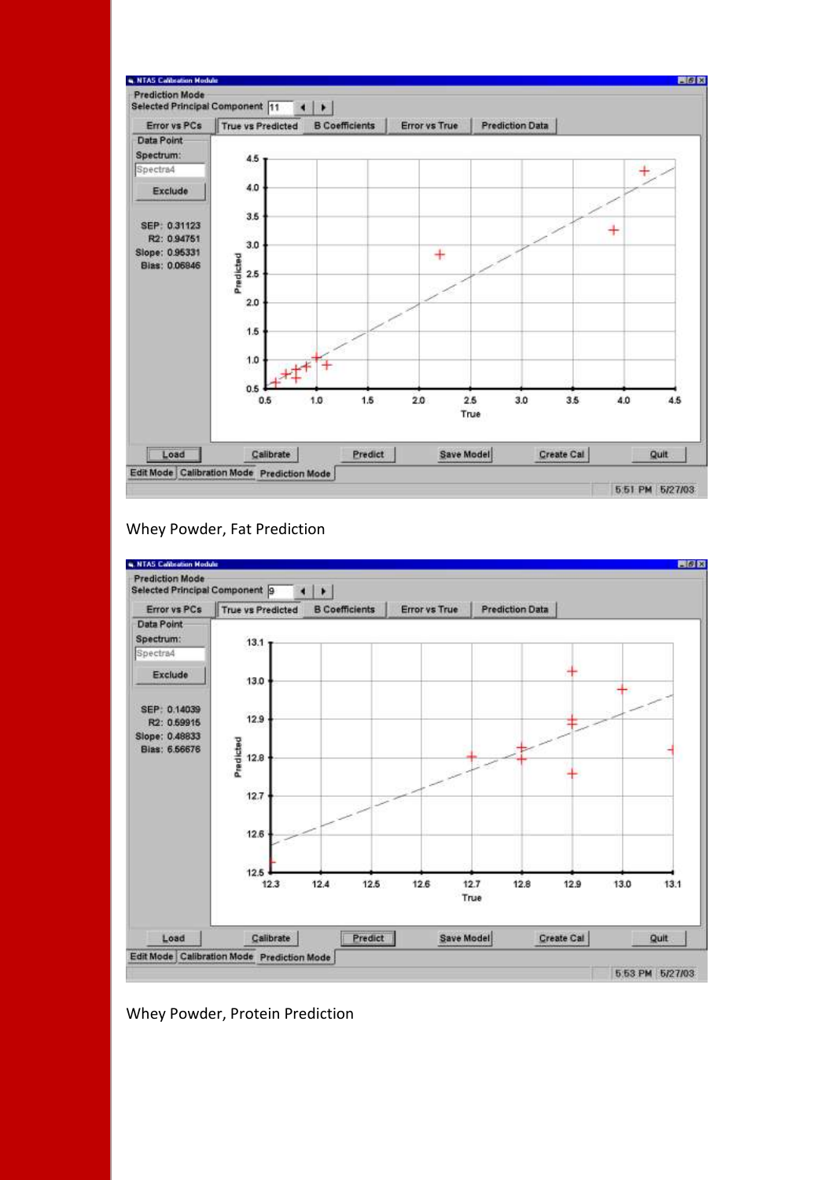Whey Powder, Fat Prediction

Whey Powder, Protein Prediction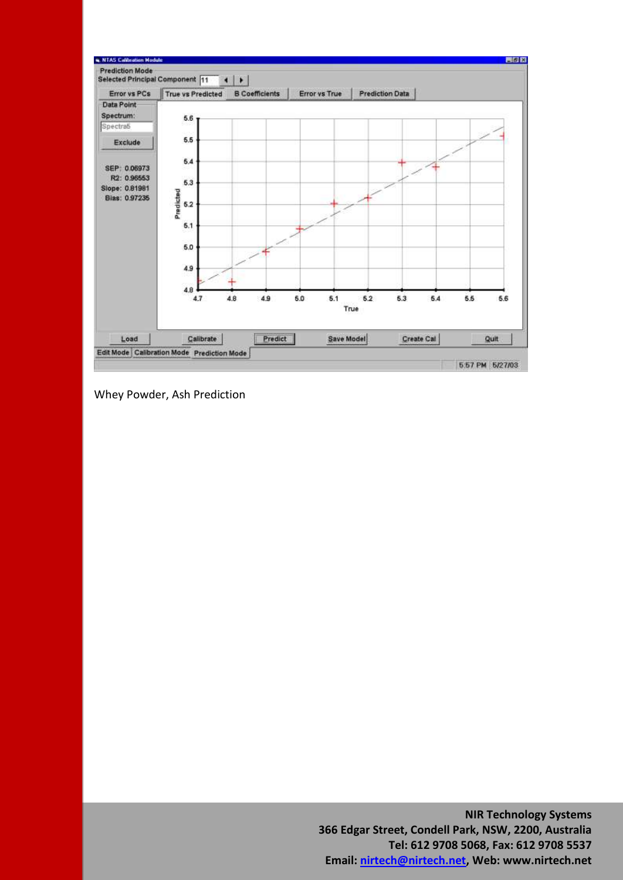NTAS Calibration Module

Prediction Mode

Selected Principal Component 11

Error vs PCs | True vs Predicted | B Coefficients | Error vs True | Prediction Data

Data Point

Spectrum:

Spectra5

Exclude

SEP: 0.06973

R2: 0.96553

Slope: 0.81981

Bias: 0.97235

Predicted

5.6
5.5
5.4
5.3
5.2
5.1
5.0
4.9
4.8

4.7 4.8 4.9 5.0 5.1 5.2 5.3 5.4 5.5 5.6

True

Load | Calibrate | Predict | Save Model | Create Cal | Quit

Edit Mode | Calibration Mode | Prediction Mode

5:57 PM 5/27/03

Whey Powder, Ash Prediction

**NIR Technology Systems**
**366 Edgar Street, Condell Park, NSW, 2200, Australia**
**Tel: 612 9708 5068, Fax: 612 9708 5537**
**Email: nirtech@nirtech.net, Web: www.nirtech.net**